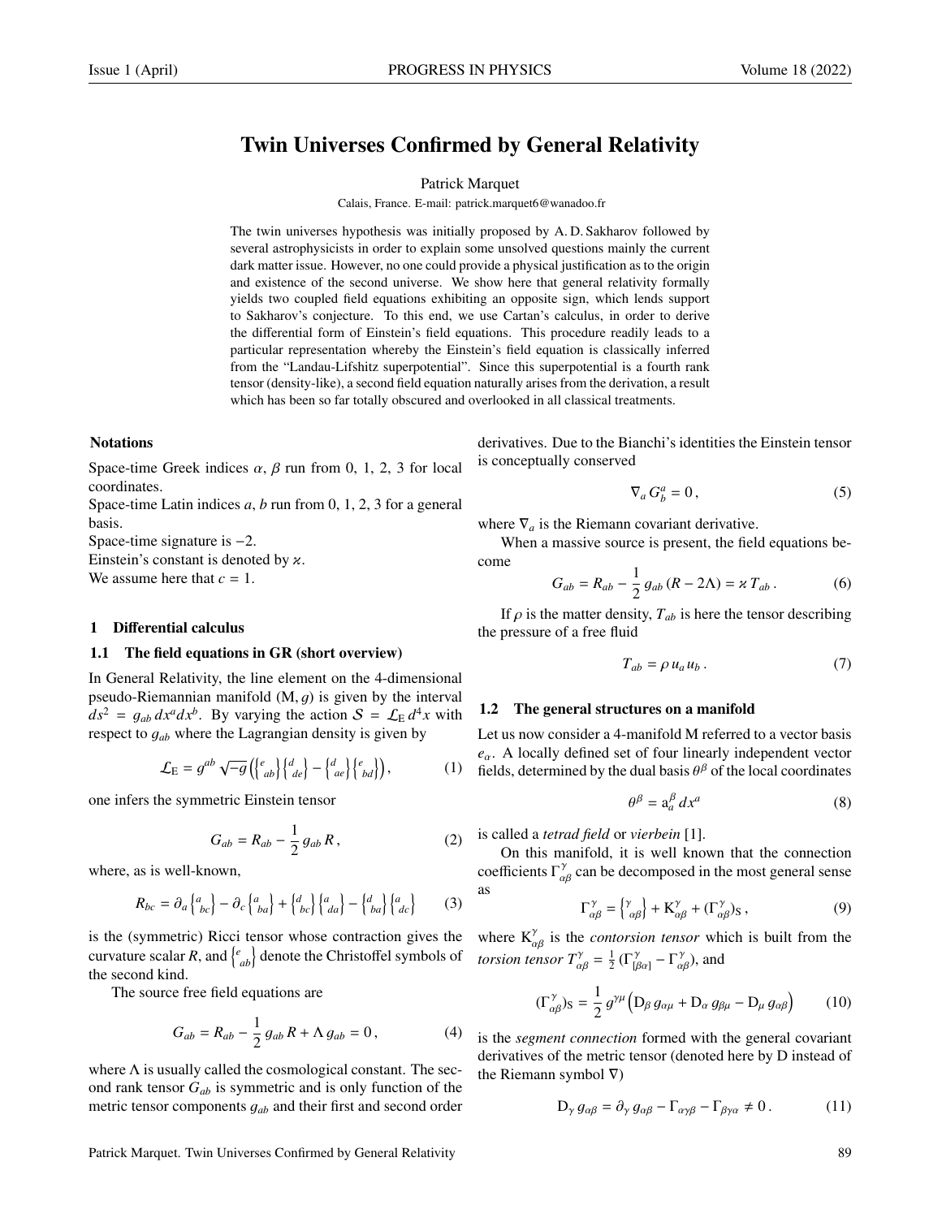# Twin Universes Confirmed by General Relativity

Patrick Marquet

Calais, France. E-mail: patrick.marquet6@wanadoo.fr

The twin universes hypothesis was initially proposed by A. D. Sakharov followed by several astrophysicists in order to explain some unsolved questions mainly the current dark matter issue. However, no one could provide a physical justification as to the origin and existence of the second universe. We show here that general relativity formally yields two coupled field equations exhibiting an opposite sign, which lends support to Sakharov's conjecture. To this end, we use Cartan's calculus, in order to derive the differential form of Einstein's field equations. This procedure readily leads to a particular representation whereby the Einstein's field equation is classically inferred from the "Landau-Lifshitz superpotential". Since this superpotential is a fourth rank tensor (density-like), a second field equation naturally arises from the derivation, a result which has been so far totally obscured and overlooked in all classical treatments.

### Notations

Space-time Greek indices $\alpha$, $\beta$ run from 0, 1, 2, 3 for local coordinates.

Space-time Latin indices $a$, $b$ run from 0, 1, 2, 3 for a general basis.

Space-time signature is $-2$.

Einstein's constant is denoted by $\varkappa$.

We assume here that $c = 1$.

## 1 Differential calculus

### 1.1 The field equations in GR (short overview)

In General Relativity, the line element on the 4-dimensional pseudo-Riemannian manifold $(\mathrm{M}, g)$ is given by the interval $ds^2 = g_{ab}\, dx^a dx^b$. By varying the action $\mathcal{S} = \mathcal{L}_{\mathrm{E}}\, d^4x$ with respect to $g_{ab}$ where the Lagrangian density is given by

$$\mathcal{L}_{\mathrm{E}} = g^{ab} \sqrt{-g} \left( \left\{ {}^{e}_{ab} \right\} \left\{ {}^{d}_{de} \right\} - \left\{ {}^{d}_{ae} \right\} \left\{ {}^{e}_{bd} \right\} \right), \tag{1}$$

one infers the symmetric Einstein tensor

$$G_{ab} = R_{ab} - \frac{1}{2}\, g_{ab}\, R\,, \tag{2}$$

where, as is well-known,

$$R_{bc} = \partial_a \left\{ {}^{a}_{bc} \right\} - \partial_c \left\{ {}^{a}_{ba} \right\} + \left\{ {}^{d}_{bc} \right\} \left\{ {}^{a}_{da} \right\} - \left\{ {}^{d}_{ba} \right\} \left\{ {}^{a}_{dc} \right\} \tag{3}$$

is the (symmetric) Ricci tensor whose contraction gives the curvature scalar $R$, and $\left\{ {}^{c}_{ab} \right\}$ denote the Christoffel symbols of the second kind.

The source free field equations are

$$G_{ab} = R_{ab} - \frac{1}{2}\, g_{ab}\, R + \Lambda\, g_{ab} = 0\,, \tag{4}$$

where $\Lambda$ is usually called the cosmological constant. The second rank tensor $G_{ab}$ is symmetric and is only function of the metric tensor components $g_{ab}$ and their first and second order derivatives. Due to the Bianchi's identities the Einstein tensor is conceptually conserved

$$\nabla_a\, G^a_b = 0\,, \tag{5}$$

where $\nabla_a$ is the Riemann covariant derivative.

When a massive source is present, the field equations become

$$G_{ab} = R_{ab} - \frac{1}{2}\, g_{ab}\, (R - 2\Lambda) = \varkappa\, T_{ab}\,. \tag{6}$$

If $\rho$ is the matter density, $T_{ab}$ is here the tensor describing the pressure of a free fluid

$$T_{ab} = \rho\, u_a\, u_b\,. \tag{7}$$

### 1.2 The general structures on a manifold

Let us now consider a 4-manifold M referred to a vector basis $e_\alpha$. A locally defined set of four linearly independent vector fields, determined by the dual basis $\theta^\beta$ of the local coordinates

$$\theta^\beta = \mathrm{a}^\beta_a\, dx^a \tag{8}$$

is called a *tetrad field* or *vierbein* [1].

On this manifold, it is well known that the connection coefficients $\Gamma^\gamma_{\alpha\beta}$ can be decomposed in the most general sense as

$$\Gamma^\gamma_{\alpha\beta} = \left\{ {}^{\gamma}_{\alpha\beta} \right\} + \mathrm{K}^\gamma_{\alpha\beta} + (\Gamma^\gamma_{\alpha\beta})_{\mathrm{S}}\,, \tag{9}$$

where $\mathrm{K}^\gamma_{\alpha\beta}$ is the *contorsion tensor* which is built from the *torsion tensor* $T^\gamma_{\alpha\beta} = \frac{1}{2}\,(\Gamma^\gamma_{[\beta\alpha]} - \Gamma^\gamma_{\alpha\beta})$, and

$$(\Gamma^\gamma_{\alpha\beta})_{\mathrm{S}} = \frac{1}{2}\, g^{\gamma\mu} \left( \mathrm{D}_\beta\, g_{\alpha\mu} + \mathrm{D}_\alpha\, g_{\beta\mu} - \mathrm{D}_\mu\, g_{\alpha\beta} \right) \tag{10}$$

is the *segment connection* formed with the general covariant derivatives of the metric tensor (denoted here by D instead of the Riemann symbol $\nabla$)

$$\mathrm{D}_\gamma\, g_{\alpha\beta} = \partial_\gamma\, g_{\alpha\beta} - \Gamma_{\alpha\gamma\beta} - \Gamma_{\beta\gamma\alpha} \neq 0\,. \tag{11}$$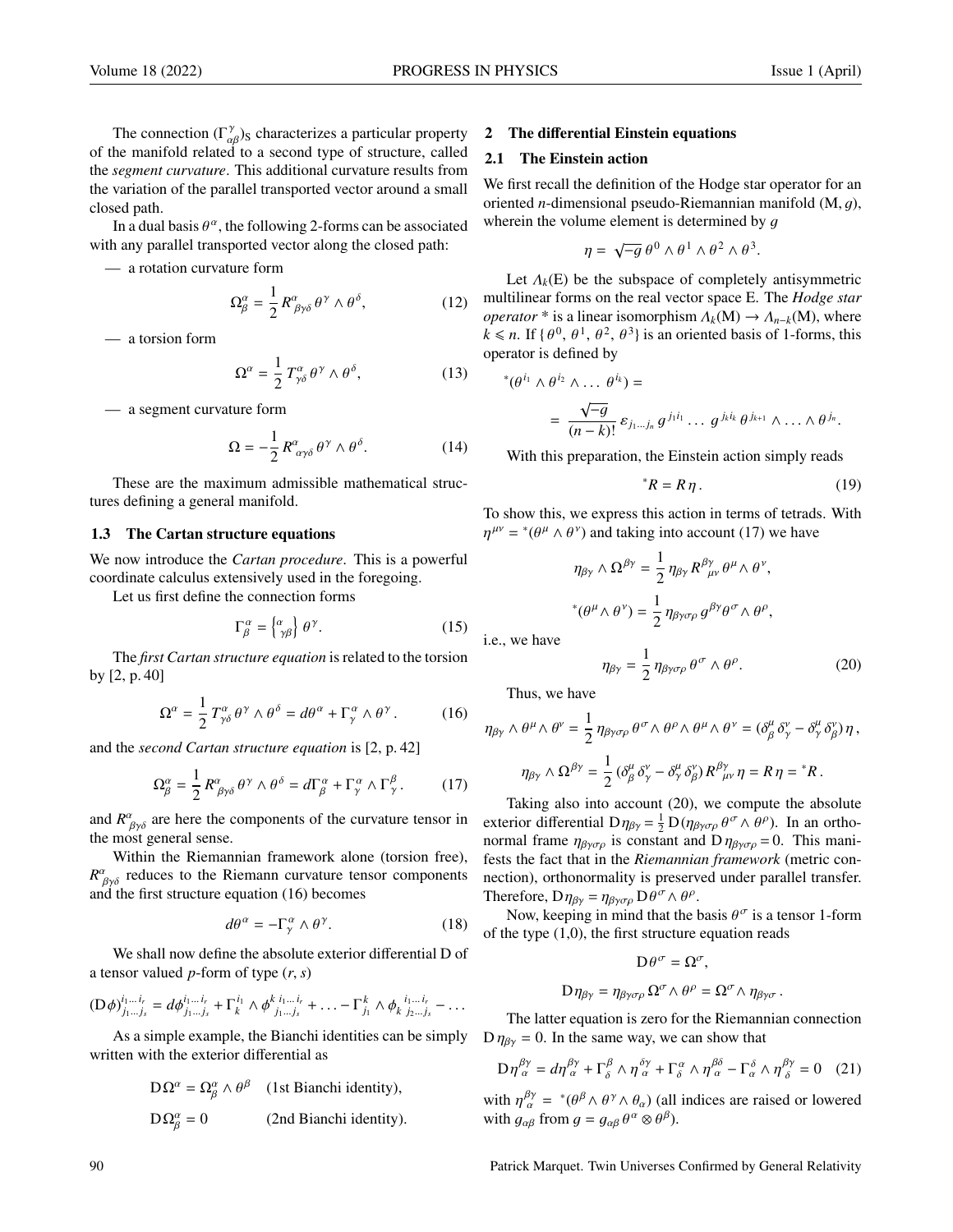The connection $(\Gamma^{\gamma}_{\alpha\beta})_S$ characterizes a particular property of the manifold related to a second type of structure, called the *segment curvature*. This additional curvature results from the variation of the parallel transported vector around a small closed path.

In a dual basis $\theta^{\alpha}$, the following 2-forms can be associated with any parallel transported vector along the closed path:

— a rotation curvature form

$$\Omega^{\alpha}_{\beta} = \frac{1}{2} R^{\alpha}_{\ \beta\gamma\delta}\, \theta^{\gamma} \wedge \theta^{\delta}, \tag{12}$$

— a torsion form

$$\Omega^{\alpha} = \frac{1}{2} T^{\alpha}_{\gamma\delta}\, \theta^{\gamma} \wedge \theta^{\delta}, \tag{13}$$

— a segment curvature form

$$\Omega = -\frac{1}{2} R^{\alpha}_{\ \alpha\gamma\delta}\, \theta^{\gamma} \wedge \theta^{\delta}. \tag{14}$$

These are the maximum admissible mathematical structures defining a general manifold.

### 1.3 The Cartan structure equations

We now introduce the *Cartan procedure*. This is a powerful coordinate calculus extensively used in the foregoing.

Let us first define the connection forms

$$\Gamma^{\alpha}_{\beta} = \left\{ {\alpha \atop \gamma\beta} \right\} \theta^{\gamma}. \tag{15}$$

The *first Cartan structure equation* is related to the torsion by [2, p. 40]

$$\Omega^{\alpha} = \frac{1}{2} T^{\alpha}_{\gamma\delta}\, \theta^{\gamma} \wedge \theta^{\delta} = d\theta^{\alpha} + \Gamma^{\alpha}_{\gamma} \wedge \theta^{\gamma}. \tag{16}$$

and the *second Cartan structure equation* is [2, p. 42]

$$\Omega^{\alpha}_{\beta} = \frac{1}{2} R^{\alpha}_{\ \beta\gamma\delta}\, \theta^{\gamma} \wedge \theta^{\delta} = d\Gamma^{\alpha}_{\beta} + \Gamma^{\alpha}_{\gamma} \wedge \Gamma^{\beta}_{\gamma}. \tag{17}$$

and $R^{\alpha}_{\ \beta\gamma\delta}$ are here the components of the curvature tensor in the most general sense.

Within the Riemannian framework alone (torsion free), $R^{\alpha}_{\ \beta\gamma\delta}$ reduces to the Riemann curvature tensor components and the first structure equation (16) becomes

$$d\theta^{\alpha} = -\Gamma^{\alpha}_{\gamma} \wedge \theta^{\gamma}. \tag{18}$$

We shall now define the absolute exterior differential D of a tensor valued $p$-form of type $(r, s)$

$$(\mathrm{D}\phi)^{i_1 \dots i_r}_{j_1 \dots j_s} = d\phi^{i_1 \dots i_r}_{j_1 \dots j_s} + \Gamma^{i_1}_{k} \wedge \phi^{k\, i_1 \dots i_r}_{j_1 \dots j_s} + \ldots - \Gamma^{k}_{j_1} \wedge \phi_{k}{}^{i_1 \dots i_r}_{j_2 \dots j_s} - \ldots$$

As a simple example, the Bianchi identities can be simply written with the exterior differential as

$$\mathrm{D}\Omega^{\alpha} = \Omega^{\alpha}_{\beta} \wedge \theta^{\beta} \quad \text{(1st Bianchi identity)},$$

$$\mathrm{D}\Omega^{\alpha}_{\beta} = 0 \quad \text{(2nd Bianchi identity)}.$$

## 2 The differential Einstein equations

### 2.1 The Einstein action

We first recall the definition of the Hodge star operator for an oriented $n$-dimensional pseudo-Riemannian manifold $(\mathrm{M}, g)$, wherein the volume element is determined by $g$

$$\eta = \sqrt{-g}\, \theta^{0} \wedge \theta^{1} \wedge \theta^{2} \wedge \theta^{3}.$$

Let $\Lambda_k(\mathrm{E})$ be the subspace of completely antisymmetric multilinear forms on the real vector space E. The *Hodge star operator* * is a linear isomorphism $\Lambda_k(\mathrm{M}) \rightarrow \Lambda_{n-k}(\mathrm{M})$, where $k \leqslant n$. If $\{\theta^{0}, \theta^{1}, \theta^{2}, \theta^{3}\}$ is an oriented basis of 1-forms, this operator is defined by

$$^{*}(\theta^{i_1} \wedge \theta^{i_2} \wedge \ldots\, \theta^{i_k}) =$$

$$= \frac{\sqrt{-g}}{(n-k)!}\, \varepsilon_{j_1 \dots j_n}\, g^{j_1 i_1} \ldots\, g^{j_k i_k}\, \theta^{j_{k+1}} \wedge \ldots \wedge \theta^{j_n}.$$

With this preparation, the Einstein action simply reads

$$^{*}R = R\, \eta\,. \tag{19}$$

To show this, we express this action in terms of tetrads. With $\eta^{\mu\nu} = {}^{*}(\theta^{\mu} \wedge \theta^{\nu})$ and taking into account (17) we have

$$\eta_{\beta\gamma} \wedge \Omega^{\beta\gamma} = \frac{1}{2}\, \eta_{\beta\gamma}\, R^{\beta\gamma}_{\ \ \mu\nu}\, \theta^{\mu} \wedge \theta^{\nu},$$

$$^{*}(\theta^{\mu} \wedge \theta^{\nu}) = \frac{1}{2}\, \eta_{\beta\gamma\sigma\rho}\, g^{\beta\gamma} \theta^{\sigma} \wedge \theta^{\rho},$$

i.e., we have

$$\eta_{\beta\gamma} = \frac{1}{2}\, \eta_{\beta\gamma\sigma\rho}\, \theta^{\sigma} \wedge \theta^{\rho}. \tag{20}$$

Thus, we have

$$\eta_{\beta\gamma} \wedge \theta^{\mu} \wedge \theta^{\nu} = \frac{1}{2}\, \eta_{\beta\gamma\sigma\rho}\, \theta^{\sigma} \wedge \theta^{\rho} \wedge \theta^{\mu} \wedge \theta^{\nu} = (\delta^{\mu}_{\beta}\, \delta^{\nu}_{\gamma} - \delta^{\mu}_{\gamma}\, \delta^{\nu}_{\beta})\, \eta\,,$$

$$\eta_{\beta\gamma} \wedge \Omega^{\beta\gamma} = \frac{1}{2}\, (\delta^{\mu}_{\beta}\, \delta^{\nu}_{\gamma} - \delta^{\mu}_{\gamma}\, \delta^{\nu}_{\beta})\, R^{\beta\gamma}_{\ \ \mu\nu}\, \eta = R\, \eta = {}^{*}R\,.$$

Taking also into account (20), we compute the absolute exterior differential $\mathrm{D}\eta_{\beta\gamma} = \frac{1}{2}\, \mathrm{D}(\eta_{\beta\gamma\sigma\rho}\, \theta^{\sigma} \wedge \theta^{\rho})$. In an orthonormal frame $\eta_{\beta\gamma\sigma\rho}$ is constant and $\mathrm{D}\,\eta_{\beta\gamma\sigma\rho} = 0$. This manifests the fact that in the *Riemannian framework* (metric connection), orthonormality is preserved under parallel transfer. Therefore, $\mathrm{D}\eta_{\beta\gamma} = \eta_{\beta\gamma\sigma\rho}\, \mathrm{D}\theta^{\sigma} \wedge \theta^{\rho}$.

Now, keeping in mind that the basis $\theta^{\sigma}$ is a tensor 1-form of the type (1,0), the first structure equation reads

$$\mathrm{D}\theta^{\sigma} = \Omega^{\sigma},$$

$$\mathrm{D}\eta_{\beta\gamma} = \eta_{\beta\gamma\sigma\rho}\, \Omega^{\sigma} \wedge \theta^{\rho} = \Omega^{\sigma} \wedge \eta_{\beta\gamma\sigma}\,.$$

The latter equation is zero for the Riemannian connection $\mathrm{D}\,\eta_{\beta\gamma} = 0$. In the same way, we can show that

$$\mathrm{D}\eta^{\beta\gamma}_{\ \ \alpha} = d\eta^{\beta\gamma}_{\ \ \alpha} + \Gamma^{\beta}_{\delta} \wedge \eta^{\delta\gamma}_{\ \ \alpha} + \Gamma^{\alpha}_{\delta} \wedge \eta^{\beta\delta}_{\ \ \alpha} - \Gamma^{\delta}_{\alpha} \wedge \eta^{\beta\gamma}_{\ \ \delta} = 0 \tag{21}$$

with $\eta^{\beta\gamma}_{\ \ \alpha} = {}^{*}(\theta^{\beta} \wedge \theta^{\gamma} \wedge \theta_{\alpha})$ (all indices are raised or lowered with $g_{\alpha\beta}$ from $g = g_{\alpha\beta}\, \theta^{\alpha} \otimes \theta^{\beta}$).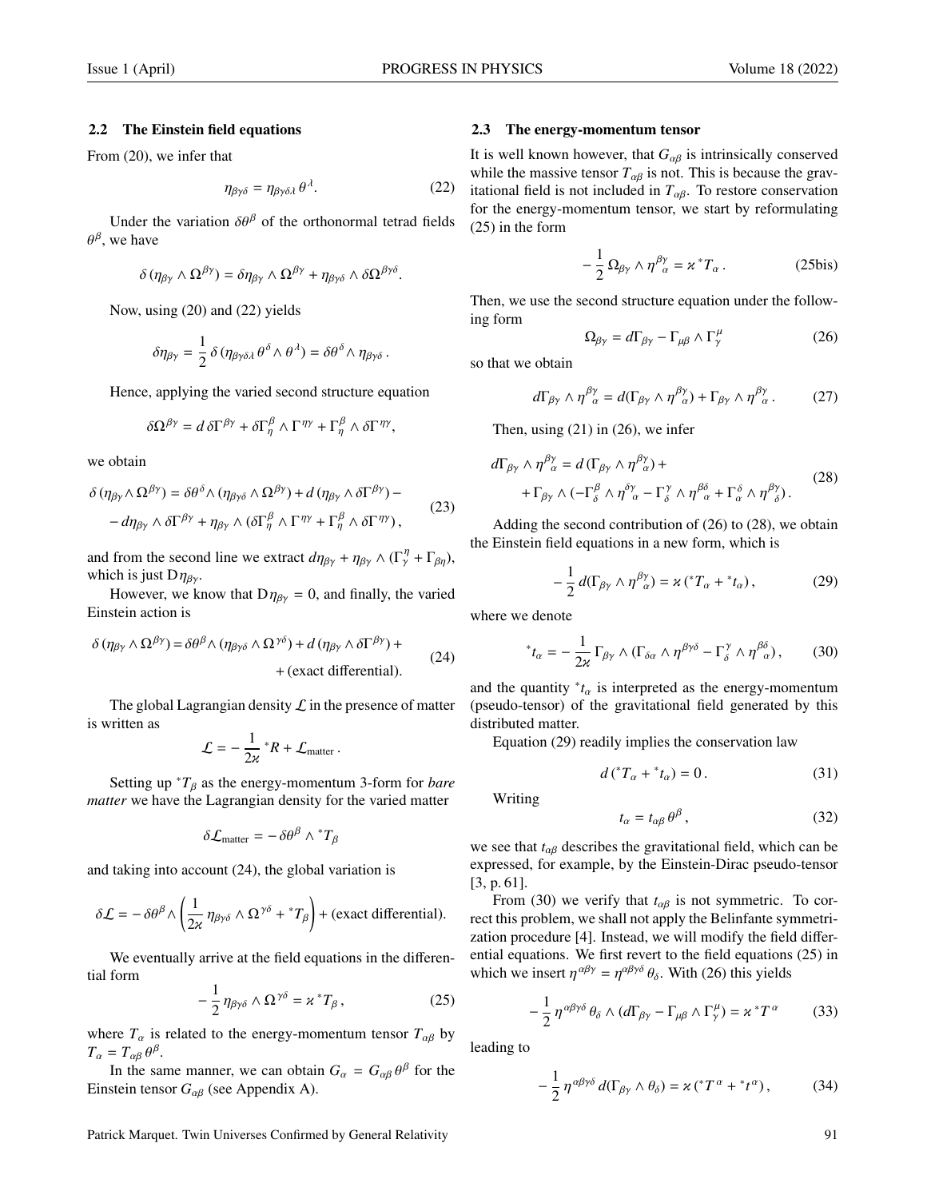### 2.2 The Einstein field equations

From (20), we infer that

$$\eta_{\beta\gamma\delta} = \eta_{\beta\gamma\delta\lambda}\,\theta^{\lambda}. \tag{22}$$

Under the variation $\delta\theta^{\beta}$ of the orthonormal tetrad fields $\theta^{\beta}$, we have

$$\delta\,(\eta_{\beta\gamma}\wedge\Omega^{\beta\gamma}) = \delta\eta_{\beta\gamma}\wedge\Omega^{\beta\gamma} + \eta_{\beta\gamma\delta}\wedge\delta\Omega^{\beta\gamma\delta}.$$

Now, using (20) and (22) yields

$$\delta\eta_{\beta\gamma} = \frac{1}{2}\,\delta\,(\eta_{\beta\gamma\delta\lambda}\,\theta^{\delta}\wedge\theta^{\lambda}) = \delta\theta^{\delta}\wedge\eta_{\beta\gamma\delta}\,.$$

Hence, applying the varied second structure equation

$$\delta\Omega^{\beta\gamma} = d\,\delta\Gamma^{\beta\gamma} + \delta\Gamma^{\beta}_{\ \eta}\wedge\Gamma^{\eta\gamma} + \Gamma^{\beta}_{\ \eta}\wedge\delta\Gamma^{\eta\gamma},$$

we obtain

$$\begin{aligned}\delta\,(\eta_{\beta\gamma}\wedge\Omega^{\beta\gamma}) &= \delta\theta^{\delta}\wedge(\eta_{\beta\gamma\delta}\wedge\Omega^{\beta\gamma}) + d\,(\eta_{\beta\gamma}\wedge\delta\Gamma^{\beta\gamma}) - \\ &- d\eta_{\beta\gamma}\wedge\delta\Gamma^{\beta\gamma} + \eta_{\beta\gamma}\wedge(\delta\Gamma^{\beta}_{\ \eta}\wedge\Gamma^{\eta\gamma} + \Gamma^{\beta}_{\ \eta}\wedge\delta\Gamma^{\eta\gamma})\,,\end{aligned} \tag{23}$$

and from the second line we extract $d\eta_{\beta\gamma} + \eta_{\beta\gamma}\wedge(\Gamma^{\eta}_{\ \gamma} + \Gamma_{\beta\eta})$, which is just $\mathrm{D}\eta_{\beta\gamma}$.

However, we know that $\mathrm{D}\eta_{\beta\gamma} = 0$, and finally, the varied Einstein action is

$$\begin{aligned}\delta\,(\eta_{\beta\gamma}\wedge\Omega^{\beta\gamma}) = \delta\theta^{\beta}\wedge(\eta_{\beta\gamma\delta}\wedge\Omega^{\gamma\delta}) + d\,(\eta_{\beta\gamma}\wedge\delta\Gamma^{\beta\gamma}) + \\ + \text{(exact differential)}.\end{aligned} \tag{24}$$

The global Lagrangian density $\mathcal{L}$ in the presence of matter is written as

$$\mathcal{L} = -\frac{1}{2\varkappa}\,{}^{*}R + \mathcal{L}_{\text{matter}}\,.$$

Setting up ${}^{*}T_{\beta}$ as the energy-momentum 3-form for *bare matter* we have the Lagrangian density for the varied matter

$$\delta\mathcal{L}_{\text{matter}} = -\,\delta\theta^{\beta}\wedge{}^{*}T_{\beta}$$

and taking into account (24), the global variation is

$$\delta\mathcal{L} = -\,\delta\theta^{\beta}\wedge\left(\frac{1}{2\varkappa}\,\eta_{\beta\gamma\delta}\wedge\Omega^{\gamma\delta} + {}^{*}T_{\beta}\right) + \text{(exact differential)}.$$

We eventually arrive at the field equations in the differential form

$$-\,\frac{1}{2}\,\eta_{\beta\gamma\delta}\wedge\Omega^{\gamma\delta} = \varkappa\,{}^{*}T_{\beta}\,, \tag{25}$$

where $T_{\alpha}$ is related to the energy-momentum tensor $T_{\alpha\beta}$ by $T_{\alpha} = T_{\alpha\beta}\,\theta^{\beta}$.

In the same manner, we can obtain $G_{\alpha} = G_{\alpha\beta}\,\theta^{\beta}$ for the Einstein tensor $G_{\alpha\beta}$ (see Appendix A).

### 2.3 The energy-momentum tensor

It is well known however, that $G_{\alpha\beta}$ is intrinsically conserved while the massive tensor $T_{\alpha\beta}$ is not. This is because the gravitational field is not included in $T_{\alpha\beta}$. To restore conservation for the energy-momentum tensor, we start by reformulating (25) in the form

$$-\,\frac{1}{2}\,\Omega_{\beta\gamma}\wedge\eta^{\beta\gamma}_{\ \ \ \alpha} = \varkappa\,{}^{*}T_{\alpha}\,. \tag{25bis}$$

Then, we use the second structure equation under the following form

$$\Omega_{\beta\gamma} = d\Gamma_{\beta\gamma} - \Gamma_{\mu\beta}\wedge\Gamma^{\mu}_{\ \gamma} \tag{26}$$

so that we obtain

$$d\Gamma_{\beta\gamma}\wedge\eta^{\beta\gamma}_{\ \ \ \alpha} = d(\Gamma_{\beta\gamma}\wedge\eta^{\beta\gamma}_{\ \ \ \alpha}) + \Gamma_{\beta\gamma}\wedge\eta^{\beta\gamma}_{\ \ \ \alpha}\,. \tag{27}$$

Then, using (21) in (26), we infer

$$\begin{aligned}d\Gamma_{\beta\gamma}\wedge\eta^{\beta\gamma}_{\ \ \ \alpha} &= d\,(\Gamma_{\beta\gamma}\wedge\eta^{\beta\gamma}_{\ \ \ \alpha}) + \\ &+ \Gamma_{\beta\gamma}\wedge(-\Gamma^{\beta}_{\ \delta}\wedge\eta^{\delta\gamma}_{\ \ \ \alpha} - \Gamma^{\gamma}_{\ \delta}\wedge\eta^{\beta\delta}_{\ \ \ \alpha} + \Gamma^{\delta}_{\ \alpha}\wedge\eta^{\beta\gamma}_{\ \ \ \delta})\,.\end{aligned} \tag{28}$$

Adding the second contribution of (26) to (28), we obtain the Einstein field equations in a new form, which is

$$-\,\frac{1}{2}\,d(\Gamma_{\beta\gamma}\wedge\eta^{\beta\gamma}_{\ \ \ \alpha}) = \varkappa\,({}^{*}T_{\alpha} + {}^{*}t_{\alpha})\,, \tag{29}$$

where we denote

$${}^{*}t_{\alpha} = -\,\frac{1}{2\varkappa}\,\Gamma_{\beta\gamma}\wedge(\Gamma_{\delta\alpha}\wedge\eta^{\beta\gamma\delta} - \Gamma^{\gamma}_{\ \delta}\wedge\eta^{\beta\delta}_{\ \ \ \alpha})\,, \tag{30}$$

and the quantity ${}^{*}t_{\alpha}$ is interpreted as the energy-momentum (pseudo-tensor) of the gravitational field generated by this distributed matter.

Equation (29) readily implies the conservation law

$$d\,({}^{*}T_{\alpha} + {}^{*}t_{\alpha}) = 0\,. \tag{31}$$

Writing

$$t_{\alpha} = t_{\alpha\beta}\,\theta^{\beta}\,, \tag{32}$$

we see that $t_{\alpha\beta}$ describes the gravitational field, which can be expressed, for example, by the Einstein-Dirac pseudo-tensor [3, p. 61].

From (30) we verify that $t_{\alpha\beta}$ is not symmetric. To correct this problem, we shall not apply the Belinfante symmetrization procedure [4]. Instead, we will modify the field differential equations. We first revert to the field equations (25) in which we insert $\eta^{\alpha\beta\gamma} = \eta^{\alpha\beta\gamma\delta}\,\theta_{\delta}$. With (26) this yields

$$-\,\frac{1}{2}\,\eta^{\alpha\beta\gamma\delta}\,\theta_{\delta}\wedge(d\Gamma_{\beta\gamma} - \Gamma_{\mu\beta}\wedge\Gamma^{\mu}_{\ \gamma}) = \varkappa\,{}^{*}T^{\,\alpha} \tag{33}$$

leading to

$$-\,\frac{1}{2}\,\eta^{\alpha\beta\gamma\delta}\,d(\Gamma_{\beta\gamma}\wedge\theta_{\delta}) = \varkappa\,({}^{*}T^{\,\alpha} + {}^{*}t^{\alpha})\,, \tag{34}$$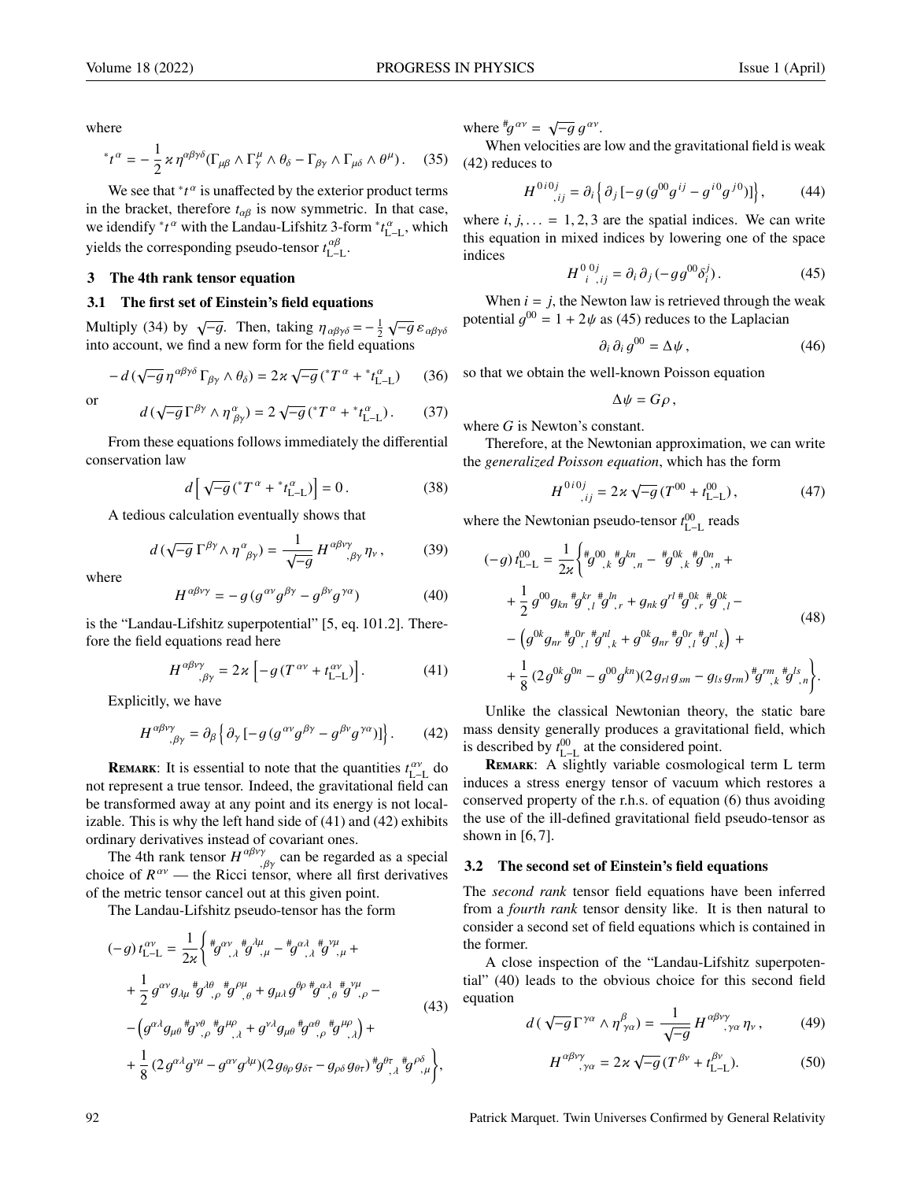where

$$ {}^{*}t^{\alpha} = -\frac{1}{2}\,\varkappa\,\eta^{\alpha\beta\gamma\delta}(\Gamma_{\mu\beta}\wedge\Gamma^{\mu}_{\gamma}\wedge\theta_{\delta} - \Gamma_{\beta\gamma}\wedge\Gamma_{\mu\delta}\wedge\theta^{\mu})\,. \quad (35) $$

We see that ${}^{*}t^{\alpha}$ is unaffected by the exterior product terms in the bracket, therefore $t_{\alpha\beta}$ is now symmetric. In that case, we idendify ${}^{*}t^{\alpha}$ with the Landau-Lifshitz 3-form ${}^{*}t^{\alpha}_{\text{L–L}}$, which yields the corresponding pseudo-tensor $t^{\alpha\beta}_{\text{L–L}}$.

## 3 The 4th rank tensor equation

### 3.1 The first set of Einstein's field equations

Multiply (34) by $\sqrt{-g}$. Then, taking $\eta_{\alpha\beta\gamma\delta} = -\frac{1}{2}\sqrt{-g}\,\varepsilon_{\alpha\beta\gamma\delta}$ into account, we find a new form for the field equations

$$ -\,d\,(\sqrt{-g}\,\eta^{\alpha\beta\gamma\delta}\,\Gamma_{\beta\gamma}\wedge\theta_{\delta}) = 2\varkappa\sqrt{-g}\,({}^{*}T^{\alpha} + {}^{*}t^{\alpha}_{\text{L–L}}) \quad (36) $$

or

$$ d\,(\sqrt{-g}\,\Gamma^{\beta\gamma}\wedge\eta^{\alpha}_{\ \ \beta\gamma}) = 2\sqrt{-g}\,({}^{*}T^{\alpha} + {}^{*}t^{\alpha}_{\text{L–L}})\,. \quad (37) $$

From these equations follows immediately the differential conservation law

$$ d\left[\sqrt{-g}\,({}^{*}T^{\alpha} + {}^{*}t^{\alpha}_{\text{L–L}})\right] = 0\,. \quad (38) $$

A tedious calculation eventually shows that

$$ d\,(\sqrt{-g}\,\Gamma^{\beta\gamma}\wedge\eta^{\alpha}_{\ \ \beta\gamma}) = \frac{1}{\sqrt{-g}}\,H^{\alpha\beta\nu\gamma}_{\quad\ \ ,\beta\gamma}\,\eta_{\nu}\,, \quad (39) $$

where

$$ H^{\alpha\beta\nu\gamma} = -\,g\,(g^{\alpha\nu}g^{\beta\gamma} - g^{\beta\nu}g^{\gamma\alpha}) \quad (40) $$

is the "Landau-Lifshitz superpotential" [5, eq. 101.2]. Therefore the field equations read here

$$ H^{\alpha\beta\nu\gamma}_{\quad\ \ ,\beta\gamma} = 2\varkappa\left[-g\,(T^{\alpha\nu} + t^{\alpha\nu}_{\text{L–L}})\right]. \quad (41) $$

Explicitly, we have

$$ H^{\alpha\beta\nu\gamma}_{\quad\ \ ,\beta\gamma} = \partial_{\beta}\left\{\partial_{\gamma}\,[-g\,(g^{\alpha\nu}g^{\beta\gamma} - g^{\beta\nu}g^{\gamma\alpha})]\right\}. \quad (42) $$

**Remark**: It is essential to note that the quantities $t^{\alpha\nu}_{\text{L–L}}$ do not represent a true tensor. Indeed, the gravitational field can be transformed away at any point and its energy is not localizable. This is why the left hand side of (41) and (42) exhibits ordinary derivatives instead of covariant ones.

The 4th rank tensor $H^{\alpha\beta\nu\gamma}_{\quad\ \ ,\beta\gamma}$ can be regarded as a special choice of $R^{\alpha\nu}$ — the Ricci tensor, where all first derivatives of the metric tensor cancel out at this given point.

The Landau-Lifshitz pseudo-tensor has the form

$$ \begin{aligned} (-g)\,t^{\alpha\nu}_{\text{L–L}} = \frac{1}{2\varkappa}\Big\{ & {}^{\#}g^{\alpha\nu}_{\ \ ,\lambda}\,{}^{\#}g^{\lambda\mu}_{\ \ ,\mu} - {}^{\#}g^{\alpha\lambda}_{\ \ ,\lambda}\,{}^{\#}g^{\nu\mu}_{\ \ ,\mu} + \\ & + \frac{1}{2}\,g^{\alpha\nu}g_{\lambda\mu}\,{}^{\#}g^{\lambda\theta}_{\ \ ,\rho}\,{}^{\#}g^{\rho\mu}_{\ \ ,\theta} + g_{\mu\lambda}\,g^{\theta\rho}\,{}^{\#}g^{\alpha\lambda}_{\ \ ,\theta}\,{}^{\#}g^{\nu\mu}_{\ \ ,\rho} - \\ & - \left(g^{\alpha\lambda}g_{\mu\theta}\,{}^{\#}g^{\nu\theta}_{\ \ ,\rho}\,{}^{\#}g^{\mu\rho}_{\ \ ,\lambda} + g^{\nu\lambda}g_{\mu\theta}\,{}^{\#}g^{\alpha\theta}_{\ \ ,\rho}\,{}^{\#}g^{\mu\rho}_{\ \ ,\lambda}\right) + \\ & + \frac{1}{8}\,(2g^{\alpha\lambda}g^{\nu\mu} - g^{\alpha\nu}g^{\lambda\mu})(2g_{\theta\rho}\,g_{\delta\tau} - g_{\rho\delta}\,g_{\theta\tau})\,{}^{\#}g^{\theta\tau}_{\ \ ,\lambda}\,{}^{\#}g^{\rho\delta}_{\ \ ,\mu}\Big\}, \end{aligned} \quad (43) $$

where ${}^{\#}g^{\alpha\nu} = \sqrt{-g}\,g^{\alpha\nu}$.

When velocities are low and the gravitational field is weak (42) reduces to

$$ H^{0i0j}_{\quad\ ,ij} = \partial_{i}\left\{\partial_{j}\,[-g\,(g^{00}g^{ij} - g^{i0}g^{j0})]\right\}, \quad (44) $$

where $i, j, \ldots = 1, 2, 3$ are the spatial indices. We can write this equation in mixed indices by lowering one of the space indices

$$ H^{0\ 0j}_{\ i\ \ ,ij} = \partial_{i}\,\partial_{j}\,(-g\,g^{00}\delta^{j}_{i})\,. \quad (45) $$

When $i = j$, the Newton law is retrieved through the weak potential $g^{00} = 1 + 2\psi$ as (45) reduces to the Laplacian

$$ \partial_{i}\,\partial_{i}\,g^{00} = \Delta\psi\,, \quad (46) $$

so that we obtain the well-known Poisson equation

$$ \Delta\psi = G\rho\,, $$

where $G$ is Newton's constant.

Therefore, at the Newtonian approximation, we can write the *generalized Poisson equation*, which has the form

$$ H^{0i0j}_{\quad\ ,ij} = 2\varkappa\sqrt{-g}\,(T^{00} + t^{00}_{\text{L–L}})\,, \quad (47) $$

where the Newtonian pseudo-tensor $t^{00}_{\text{L–L}}$ reads

$$ \begin{aligned} (-g)\,t^{00}_{\text{L–L}} = \frac{1}{2\varkappa}\Big\{ & {}^{\#}g^{00}_{\ \ ,k}\,{}^{\#}g^{kn}_{\ \ ,n} - {}^{\#}g^{0k}_{\ \ ,k}\,{}^{\#}g^{0n}_{\ \ ,n} + \\ & + \frac{1}{2}\,g^{00}g_{kn}\,{}^{\#}g^{kr}_{\ \ ,l}\,{}^{\#}g^{ln}_{\ \ ,r} + g_{nk}\,g^{rl}\,{}^{\#}g^{0k}_{\ \ ,r}\,{}^{\#}g^{0k}_{\ \ ,l} - \\ & - \left(g^{0k}g_{nr}\,{}^{\#}g^{0r}_{\ \ ,l}\,{}^{\#}g^{nl}_{\ \ ,k} + g^{0k}g_{nr}\,{}^{\#}g^{0r}_{\ \ ,l}\,{}^{\#}g^{nl}_{\ \ ,k}\right) + \\ & + \frac{1}{8}\,(2g^{0k}g^{0n} - g^{00}g^{kn})(2g_{rl}\,g_{sm} - g_{ls}\,g_{rm})\,{}^{\#}g^{rm}_{\ \ ,k}\,{}^{\#}g^{ls}_{\ \ ,n}\Big\}. \end{aligned} \quad (48) $$

Unlike the classical Newtonian theory, the static bare mass density generally produces a gravitational field, which is described by $t^{00}_{\text{L–L}}$ at the considered point.

**Remark**: A slightly variable cosmological term L term induces a stress energy tensor of vacuum which restores a conserved property of the r.h.s. of equation (6) thus avoiding the use of the ill-defined gravitational field pseudo-tensor as shown in [6, 7].

### 3.2 The second set of Einstein's field equations

The *second rank* tensor field equations have been inferred from a *fourth rank* tensor density like. It is then natural to consider a second set of field equations which is contained in the former.

A close inspection of the "Landau-Lifshitz superpotential" (40) leads to the obvious choice for this second field equation

$$ d\,(\sqrt{-g}\,\Gamma^{\gamma\alpha}\wedge\eta^{\beta}_{\ \ \gamma\alpha}) = \frac{1}{\sqrt{-g}}\,H^{\alpha\beta\nu\gamma}_{\quad\ \ ,\gamma\alpha}\,\eta_{\nu}\,, \quad (49) $$

$$ H^{\alpha\beta\nu\gamma}_{\quad\ \ ,\gamma\alpha} = 2\varkappa\sqrt{-g}\,(T^{\beta\nu} + t^{\beta\nu}_{\text{L–L}}). \quad (50) $$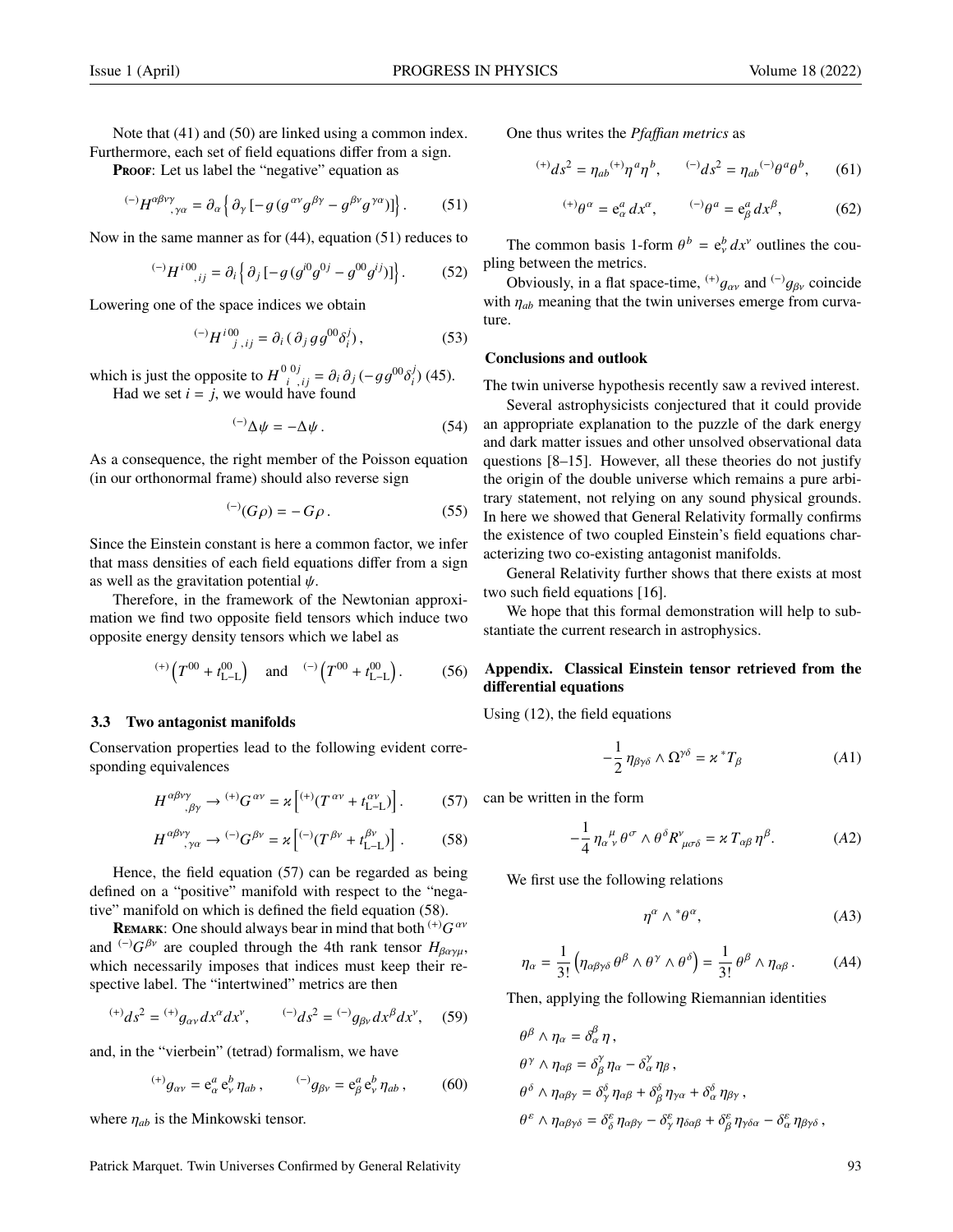Note that (41) and (50) are linked using a common index. Furthermore, each set of field equations differ from a sign.

**Proof**: Let us label the "negative" equation as

$$^{(-)}H^{\alpha\beta\nu\gamma}{}_{,\gamma\alpha} = \partial_\alpha \Big\{ \partial_\gamma \left[ -g \left( g^{\alpha\nu} g^{\beta\gamma} - g^{\beta\nu} g^{\gamma\alpha} \right) \right] \Big\}. \tag{51}$$

Now in the same manner as for (44), equation (51) reduces to

$$^{(-)}H^{i\,00}{}_{,ij} = \partial_i \Big\{ \partial_j \left[ -g \left( g^{i0} g^{0j} - g^{00} g^{ij} \right) \right] \Big\}. \tag{52}$$

Lowering one of the space indices we obtain

$$^{(-)}H^{i\,00}{}_{j\,,ij} = \partial_i \left( \partial_j \, g g^{00} \delta^j_i \right), \tag{53}$$

which is just the opposite to $H^{0\,0j}_{\;i\;\;,ij} = \partial_i \, \partial_j \left( -g g^{00} \delta^j_i \right)$ (45).

Had we set $i = j$, we would have found

$$^{(-)}\Delta\psi = -\Delta\psi\,. \tag{54}$$

As a consequence, the right member of the Poisson equation (in our orthonormal frame) should also reverse sign

$$^{(-)}(G\rho) = -\,G\rho\,. \tag{55}$$

Since the Einstein constant is here a common factor, we infer that mass densities of each field equations differ from a sign as well as the gravitation potential $\psi$.

Therefore, in the framework of the Newtonian approximation we find two opposite field tensors which induce two opposite energy density tensors which we label as

$$^{(+)}\left( T^{00} + t^{00}_{\text{L-L}} \right) \quad \text{and} \quad ^{(-)}\left( T^{00} + t^{00}_{\text{L-L}} \right). \tag{56}$$

### 3.3 Two antagonist manifolds

Conservation properties lead to the following evident corresponding equivalences

$$H^{\alpha\beta\nu\gamma}{}_{,\beta\gamma} \rightarrow {}^{(+)}G^{\alpha\nu} = \varkappa \left[ ^{(+)}\left( T^{\alpha\nu} + t^{\alpha\nu}_{\text{L-L}} \right) \right]. \tag{57}$$

$$H^{\alpha\beta\nu\gamma}{}_{,\gamma\alpha} \rightarrow {}^{(-)}G^{\beta\nu} = \varkappa \left[ ^{(-)}\left( T^{\beta\nu} + t^{\beta\nu}_{\text{L-L}} \right) \right]. \tag{58}$$

Hence, the field equation (57) can be regarded as being defined on a "positive" manifold with respect to the "negative" manifold on which is defined the field equation (58).

**Remark**: One should always bear in mind that both $^{(+)}G^{\alpha\nu}$ and $^{(-)}G^{\beta\nu}$ are coupled through the 4th rank tensor $H_{\beta\alpha\gamma\mu}$, which necessarily imposes that indices must keep their respective label. The "intertwined" metrics are then

$$^{(+)}ds^2 = {}^{(+)}g_{\alpha\nu} dx^\alpha dx^\nu, \qquad ^{(-)}ds^2 = {}^{(-)}g_{\beta\nu} dx^\beta dx^\nu, \tag{59}$$

and, in the "vierbein" (tetrad) formalism, we have

$$^{(+)}g_{\alpha\nu} = \mathrm{e}^a_\alpha \, \mathrm{e}^b_\nu \, \eta_{ab}\,, \qquad ^{(-)}g_{\beta\nu} = \mathrm{e}^a_\beta \, \mathrm{e}^b_\nu \, \eta_{ab}\,, \tag{60}$$

where $\eta_{ab}$ is the Minkowski tensor.

One thus writes the *Pfaffian metrics* as

$$^{(+)}ds^2 = \eta_{ab} {}^{(+)}\eta^a \eta^b, \qquad ^{(-)}ds^2 = \eta_{ab} {}^{(-)}\theta^a \theta^b, \tag{61}$$

$$^{(+)}\theta^\alpha = \mathrm{e}^a_\alpha \, dx^\alpha, \qquad ^{(-)}\theta^a = \mathrm{e}^a_\beta \, dx^\beta, \tag{62}$$

The common basis 1-form $\theta^b = \mathrm{e}^b_\nu \, dx^\nu$ outlines the coupling between the metrics.

Obviously, in a flat space-time, $^{(+)}g_{\alpha\nu}$ and $^{(-)}g_{\beta\nu}$ coincide with $\eta_{ab}$ meaning that the twin universes emerge from curvature.

### Conclusions and outlook

The twin universe hypothesis recently saw a revived interest.

Several astrophysicists conjectured that it could provide an appropriate explanation to the puzzle of the dark energy and dark matter issues and other unsolved observational data questions [8–15]. However, all these theories do not justify the origin of the double universe which remains a pure arbitrary statement, not relying on any sound physical grounds. In here we showed that General Relativity formally confirms the existence of two coupled Einstein's field equations characterizing two co-existing antagonist manifolds.

General Relativity further shows that there exists at most two such field equations [16].

We hope that this formal demonstration will help to substantiate the current research in astrophysics.

### Appendix. Classical Einstein tensor retrieved from the differential equations

Using (12), the field equations

$$-\frac{1}{2}\,\eta_{\beta\gamma\delta} \wedge \Omega^{\gamma\delta} = \varkappa\, {}^*T_\beta \tag{A1}$$

can be written in the form

$$-\frac{1}{4}\,\eta_{\alpha\;\nu}^{\;\mu}\,\theta^\sigma \wedge \theta^\delta R^\nu_{\;\mu\sigma\delta} = \varkappa\, T_{\alpha\beta}\,\eta^\beta. \tag{A2}$$

We first use the following relations

$$\eta^\alpha \wedge {}^*\theta^\alpha, \tag{A3}$$

$$\eta_\alpha = \frac{1}{3!}\left( \eta_{\alpha\beta\gamma\delta}\,\theta^\beta \wedge \theta^\gamma \wedge \theta^\delta \right) = \frac{1}{3!}\,\theta^\beta \wedge \eta_{\alpha\beta}\,. \tag{A4}$$

Then, applying the following Riemannian identities

$$\theta^\beta \wedge \eta_\alpha = \delta^\beta_\alpha\,\eta\,,$$

$$\theta^\gamma \wedge \eta_{\alpha\beta} = \delta^\gamma_\beta\,\eta_\alpha - \delta^\gamma_\alpha\,\eta_\beta\,,$$

$$\theta^\delta \wedge \eta_{\alpha\beta\gamma} = \delta^\delta_\gamma\,\eta_{\alpha\beta} + \delta^\delta_\beta\,\eta_{\gamma\alpha} + \delta^\delta_\alpha\,\eta_{\beta\gamma}\,,$$

$$\theta^\varepsilon \wedge \eta_{\alpha\beta\gamma\delta} = \delta^\varepsilon_\delta\,\eta_{\alpha\beta\gamma} - \delta^\varepsilon_\gamma\,\eta_{\delta\alpha\beta} + \delta^\varepsilon_\beta\,\eta_{\gamma\delta\alpha} - \delta^\varepsilon_\alpha\,\eta_{\beta\gamma\delta}\,,$$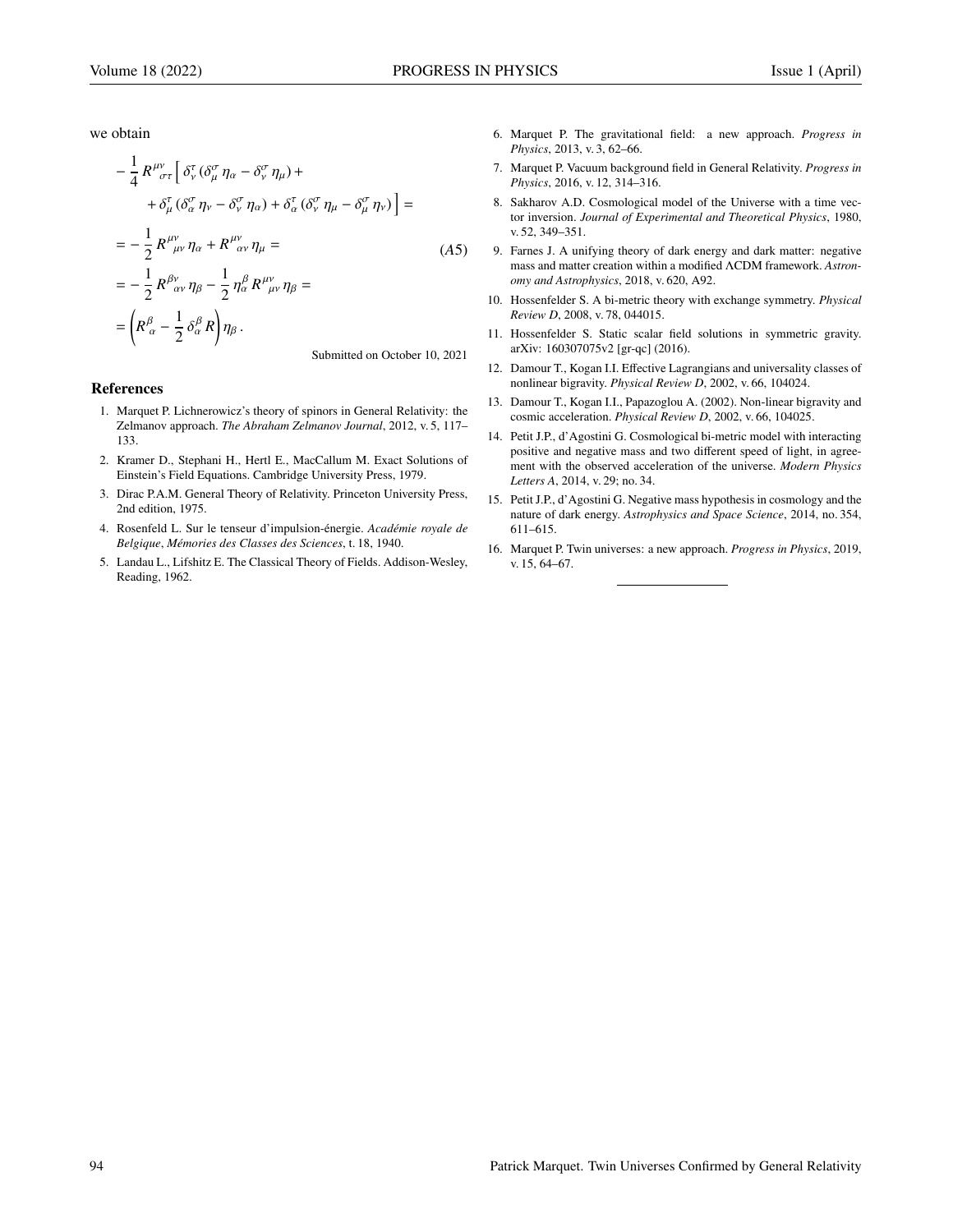we obtain

$$
\begin{aligned}
& -\frac{1}{4} R^{\mu\nu}{}_{\sigma\tau} \Big[ \delta^{\tau}_{\nu} (\delta^{\sigma}_{\mu} \eta_{\alpha} - \delta^{\sigma}_{\nu} \eta_{\mu}) + \\
& \quad + \delta^{\tau}_{\mu} (\delta^{\sigma}_{\alpha} \eta_{\nu} - \delta^{\sigma}_{\nu} \eta_{\alpha}) + \delta^{\tau}_{\alpha} (\delta^{\sigma}_{\nu} \eta_{\mu} - \delta^{\sigma}_{\mu} \eta_{\nu}) \Big] = \\
& = -\frac{1}{2} R^{\mu\nu}{}_{\mu\nu} \eta_{\alpha} + R^{\mu\nu}{}_{\alpha\nu} \eta_{\mu} = \\
& = -\frac{1}{2} R^{\beta\nu}{}_{\alpha\nu} \eta_{\beta} - \frac{1}{2} \eta^{\beta}_{\alpha} R^{\mu\nu}{}_{\mu\nu} \eta_{\beta} = \\
& = \left( R^{\beta}_{\alpha} - \frac{1}{2} \delta^{\beta}_{\alpha} R \right) \eta_{\beta} \,.
\end{aligned}
\qquad (A5)
$$

Submitted on October 10, 2021

## References

1. Marquet P. Lichnerowicz's theory of spinors in General Relativity: the Zelmanov approach. *The Abraham Zelmanov Journal*, 2012, v. 5, 117–133.
2. Kramer D., Stephani H., Hertl E., MacCallum M. Exact Solutions of Einstein's Field Equations. Cambridge University Press, 1979.
3. Dirac P.A.M. General Theory of Relativity. Princeton University Press, 2nd edition, 1975.
4. Rosenfeld L. Sur le tenseur d'impulsion-énergie. *Académie royale de Belgique*, *Mémories des Classes des Sciences*, t. 18, 1940.
5. Landau L., Lifshitz E. The Classical Theory of Fields. Addison-Wesley, Reading, 1962.
6. Marquet P. The gravitational field: a new approach. *Progress in Physics*, 2013, v. 3, 62–66.
7. Marquet P. Vacuum background field in General Relativity. *Progress in Physics*, 2016, v. 12, 314–316.
8. Sakharov A.D. Cosmological model of the Universe with a time vector inversion. *Journal of Experimental and Theoretical Physics*, 1980, v. 52, 349–351.
9. Farnes J. A unifying theory of dark energy and dark matter: negative mass and matter creation within a modified ΛCDM framework. *Astronomy and Astrophysics*, 2018, v. 620, A92.
10. Hossenfelder S. A bi-metric theory with exchange symmetry. *Physical Review D*, 2008, v. 78, 044015.
11. Hossenfelder S. Static scalar field solutions in symmetric gravity. arXiv: 160307075v2 [gr-qc] (2016).
12. Damour T., Kogan I.I. Effective Lagrangians and universality classes of nonlinear bigravity. *Physical Review D*, 2002, v. 66, 104024.
13. Damour T., Kogan I.I., Papazoglou A. (2002). Non-linear bigravity and cosmic acceleration. *Physical Review D*, 2002, v. 66, 104025.
14. Petit J.P., d'Agostini G. Cosmological bi-metric model with interacting positive and negative mass and two different speed of light, in agreement with the observed acceleration of the universe. *Modern Physics Letters A*, 2014, v. 29; no. 34.
15. Petit J.P., d'Agostini G. Negative mass hypothesis in cosmology and the nature of dark energy. *Astrophysics and Space Science*, 2014, no. 354, 611–615.
16. Marquet P. Twin universes: a new approach. *Progress in Physics*, 2019, v. 15, 64–67.